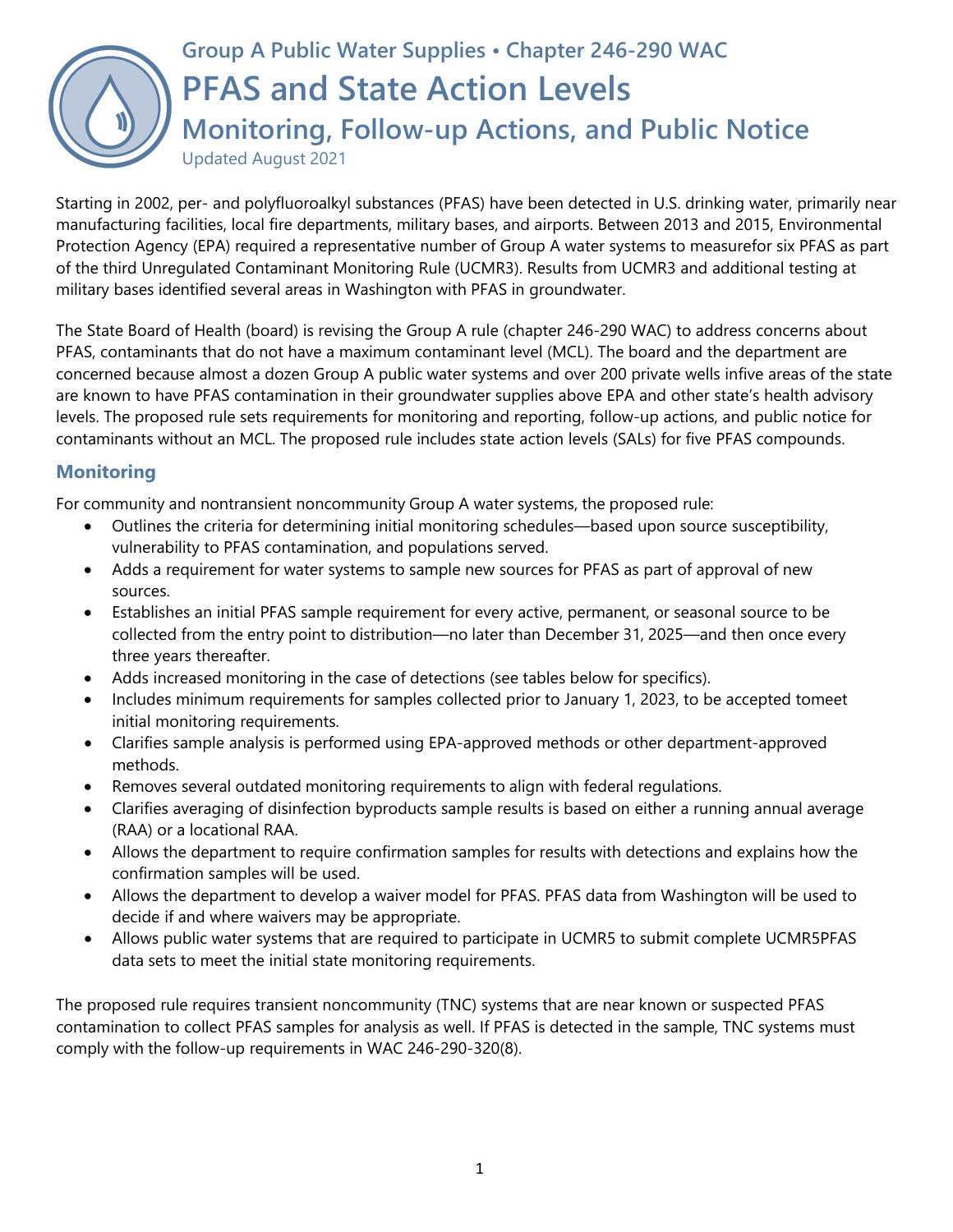# Group A Public Water Supplies • Chapter 246-290 WAC

# PFAS and State Action Levels

## Monitoring, Follow-up Actions, and Public Notice

Updated August 2021

Starting in 2002, per- and polyfluoroalkyl substances (PFAS) have been detected in U.S. drinking water, primarily near manufacturing facilities, local fire departments, military bases, and airports. Between 2013 and 2015, Environmental Protection Agency (EPA) required a representative number of Group A water systems to measurefor six PFAS as part of the third Unregulated Contaminant Monitoring Rule (UCMR3). Results from UCMR3 and additional testing at military bases identified several areas in Washington with PFAS in groundwater.

The State Board of Health (board) is revising the Group A rule (chapter 246-290 WAC) to address concerns about PFAS, contaminants that do not have a maximum contaminant level (MCL). The board and the department are concerned because almost a dozen Group A public water systems and over 200 private wells infive areas of the state are known to have PFAS contamination in their groundwater supplies above EPA and other state's health advisory levels. The proposed rule sets requirements for monitoring and reporting, follow-up actions, and public notice for contaminants without an MCL. The proposed rule includes state action levels (SALs) for five PFAS compounds.

### Monitoring

For community and nontransient noncommunity Group A water systems, the proposed rule:

- Outlines the criteria for determining initial monitoring schedules—based upon source susceptibility, vulnerability to PFAS contamination, and populations served.
- Adds a requirement for water systems to sample new sources for PFAS as part of approval of new sources.
- Establishes an initial PFAS sample requirement for every active, permanent, or seasonal source to be collected from the entry point to distribution—no later than December 31, 2025—and then once every three years thereafter.
- Adds increased monitoring in the case of detections (see tables below for specifics).
- Includes minimum requirements for samples collected prior to January 1, 2023, to be accepted tomeet initial monitoring requirements.
- Clarifies sample analysis is performed using EPA-approved methods or other department-approved methods.
- Removes several outdated monitoring requirements to align with federal regulations.
- Clarifies averaging of disinfection byproducts sample results is based on either a running annual average (RAA) or a locational RAA.
- Allows the department to require confirmation samples for results with detections and explains how the confirmation samples will be used.
- Allows the department to develop a waiver model for PFAS. PFAS data from Washington will be used to decide if and where waivers may be appropriate.
- Allows public water systems that are required to participate in UCMR5 to submit complete UCMR5PFAS data sets to meet the initial state monitoring requirements.

The proposed rule requires transient noncommunity (TNC) systems that are near known or suspected PFAS contamination to collect PFAS samples for analysis as well. If PFAS is detected in the sample, TNC systems must comply with the follow-up requirements in WAC 246-290-320(8).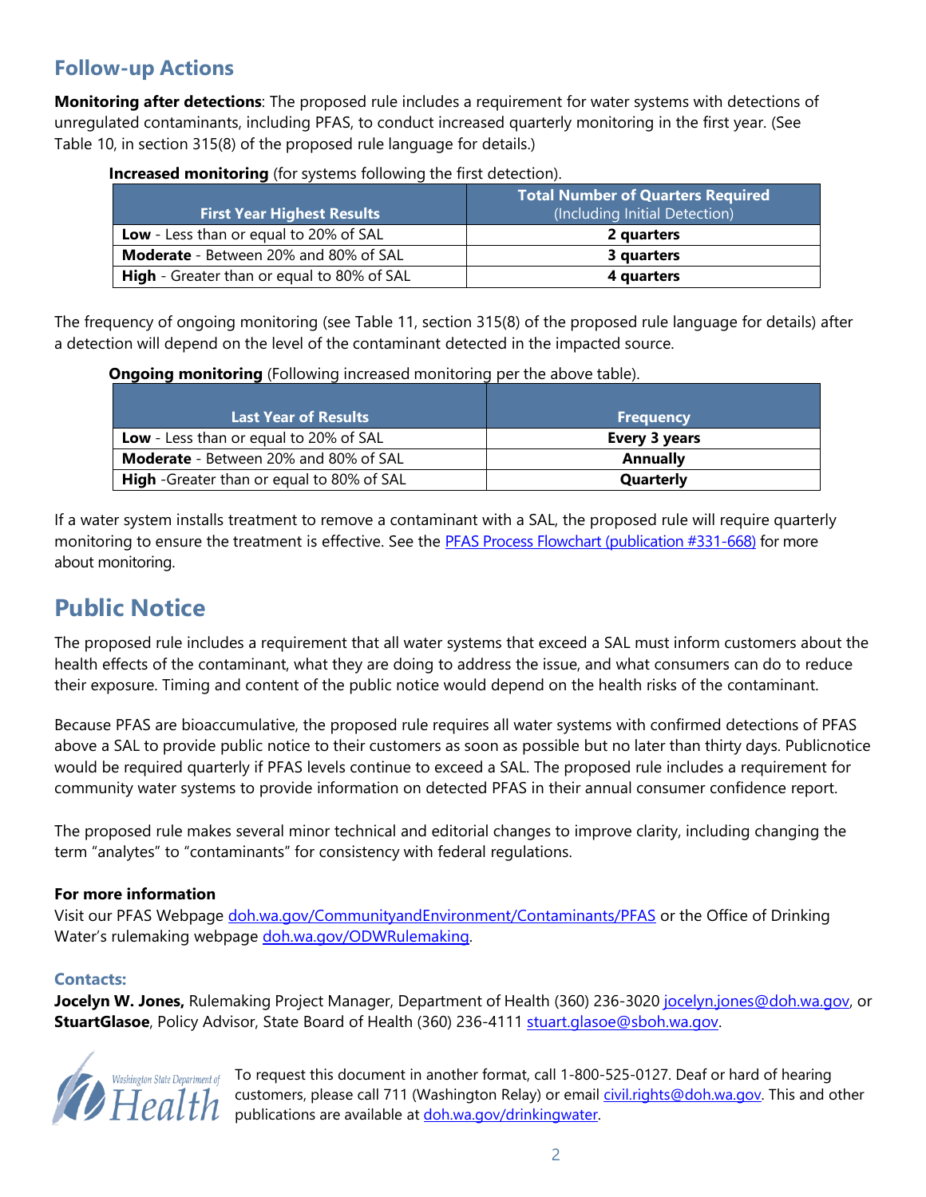## Follow-up Actions

**Monitoring after detections**: The proposed rule includes a requirement for water systems with detections of unregulated contaminants, including PFAS, to conduct increased quarterly monitoring in the first year. (See Table 10, in section 315(8) of the proposed rule language for details.)

**Increased monitoring** (for systems following the first detection).

| First Year Highest Results | Total Number of Quarters Required (Including Initial Detection) |
|---|---|
| **Low** - Less than or equal to 20% of SAL | **2 quarters** |
| **Moderate** - Between 20% and 80% of SAL | **3 quarters** |
| **High** - Greater than or equal to 80% of SAL | **4 quarters** |

The frequency of ongoing monitoring (see Table 11, section 315(8) of the proposed rule language for details) after a detection will depend on the level of the contaminant detected in the impacted source.

**Ongoing monitoring** (Following increased monitoring per the above table).

| Last Year of Results | Frequency |
|---|---|
| **Low** - Less than or equal to 20% of SAL | **Every 3 years** |
| **Moderate** - Between 20% and 80% of SAL | **Annually** |
| **High** -Greater than or equal to 80% of SAL | **Quarterly** |

If a water system installs treatment to remove a contaminant with a SAL, the proposed rule will require quarterly monitoring to ensure the treatment is effective. See the PFAS Process Flowchart (publication #331-668) for more about monitoring.

# Public Notice

The proposed rule includes a requirement that all water systems that exceed a SAL must inform customers about the health effects of the contaminant, what they are doing to address the issue, and what consumers can do to reduce their exposure. Timing and content of the public notice would depend on the health risks of the contaminant.

Because PFAS are bioaccumulative, the proposed rule requires all water systems with confirmed detections of PFAS above a SAL to provide public notice to their customers as soon as possible but no later than thirty days. Publicnotice would be required quarterly if PFAS levels continue to exceed a SAL. The proposed rule includes a requirement for community water systems to provide information on detected PFAS in their annual consumer confidence report.

The proposed rule makes several minor technical and editorial changes to improve clarity, including changing the term "analytes" to "contaminants" for consistency with federal regulations.

**For more information**

Visit our PFAS Webpage doh.wa.gov/CommunityandEnvironment/Contaminants/PFAS or the Office of Drinking Water's rulemaking webpage doh.wa.gov/ODWRulemaking.

### Contacts:

**Jocelyn W. Jones,** Rulemaking Project Manager, Department of Health (360) 236-3020 jocelyn.jones@doh.wa.gov, or **StuartGlasoe**, Policy Advisor, State Board of Health (360) 236-4111 stuart.glasoe@sboh.wa.gov.

Washington State Department of Health

To request this document in another format, call 1-800-525-0127. Deaf or hard of hearing customers, please call 711 (Washington Relay) or email civil.rights@doh.wa.gov. This and other publications are available at doh.wa.gov/drinkingwater.